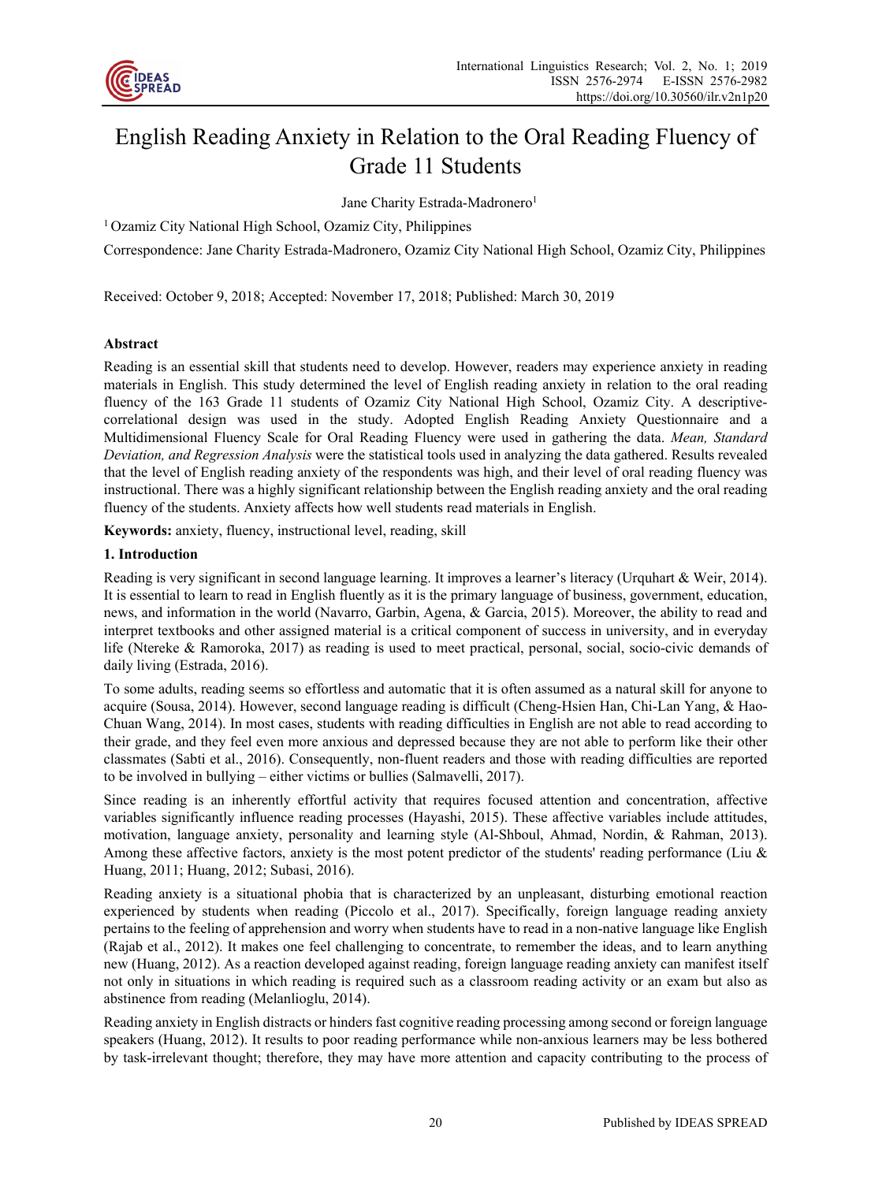# English Reading Anxiety in Relation to the Oral Reading Fluency of Grade 11 Students

Jane Charity Estrada-Madronero[1]

[1] Ozamiz City National High School, Ozamiz City, Philippines

Correspondence: Jane Charity Estrada-Madronero, Ozamiz City National High School, Ozamiz City, Philippines

Received: October 9, 2018; Accepted: November 17, 2018; Published: March 30, 2019

**Abstract**

Reading is an essential skill that students need to develop. However, readers may experience anxiety in reading materials in English. This study determined the level of English reading anxiety in relation to the oral reading fluency of the 163 Grade 11 students of Ozamiz City National High School, Ozamiz City. A descriptive-correlational design was used in the study. Adopted English Reading Anxiety Questionnaire and a Multidimensional Fluency Scale for Oral Reading Fluency were used in gathering the data. *Mean, Standard Deviation, and Regression Analysis* were the statistical tools used in analyzing the data gathered. Results revealed that the level of English reading anxiety of the respondents was high, and their level of oral reading fluency was instructional. There was a highly significant relationship between the English reading anxiety and the oral reading fluency of the students. Anxiety affects how well students read materials in English.

**Keywords:** anxiety, fluency, instructional level, reading, skill

## 1. Introduction

Reading is very significant in second language learning. It improves a learner's literacy (Urquhart & Weir, 2014). It is essential to learn to read in English fluently as it is the primary language of business, government, education, news, and information in the world (Navarro, Garbin, Agena, & Garcia, 2015). Moreover, the ability to read and interpret textbooks and other assigned material is a critical component of success in university, and in everyday life (Ntereke & Ramoroka, 2017) as reading is used to meet practical, personal, social, socio-civic demands of daily living (Estrada, 2016).

To some adults, reading seems so effortless and automatic that it is often assumed as a natural skill for anyone to acquire (Sousa, 2014). However, second language reading is difficult (Cheng-Hsien Han, Chi-Lan Yang, & Hao-Chuan Wang, 2014). In most cases, students with reading difficulties in English are not able to read according to their grade, and they feel even more anxious and depressed because they are not able to perform like their other classmates (Sabti et al., 2016). Consequently, non-fluent readers and those with reading difficulties are reported to be involved in bullying – either victims or bullies (Salmavelli, 2017).

Since reading is an inherently effortful activity that requires focused attention and concentration, affective variables significantly influence reading processes (Hayashi, 2015). These affective variables include attitudes, motivation, language anxiety, personality and learning style (Al-Shboul, Ahmad, Nordin, & Rahman, 2013). Among these affective factors, anxiety is the most potent predictor of the students' reading performance (Liu & Huang, 2011; Huang, 2012; Subasi, 2016).

Reading anxiety is a situational phobia that is characterized by an unpleasant, disturbing emotional reaction experienced by students when reading (Piccolo et al., 2017). Specifically, foreign language reading anxiety pertains to the feeling of apprehension and worry when students have to read in a non-native language like English (Rajab et al., 2012). It makes one feel challenging to concentrate, to remember the ideas, and to learn anything new (Huang, 2012). As a reaction developed against reading, foreign language reading anxiety can manifest itself not only in situations in which reading is required such as a classroom reading activity or an exam but also as abstinence from reading (Melanlioglu, 2014).

Reading anxiety in English distracts or hinders fast cognitive reading processing among second or foreign language speakers (Huang, 2012). It results to poor reading performance while non-anxious learners may be less bothered by task-irrelevant thought; therefore, they may have more attention and capacity contributing to the process of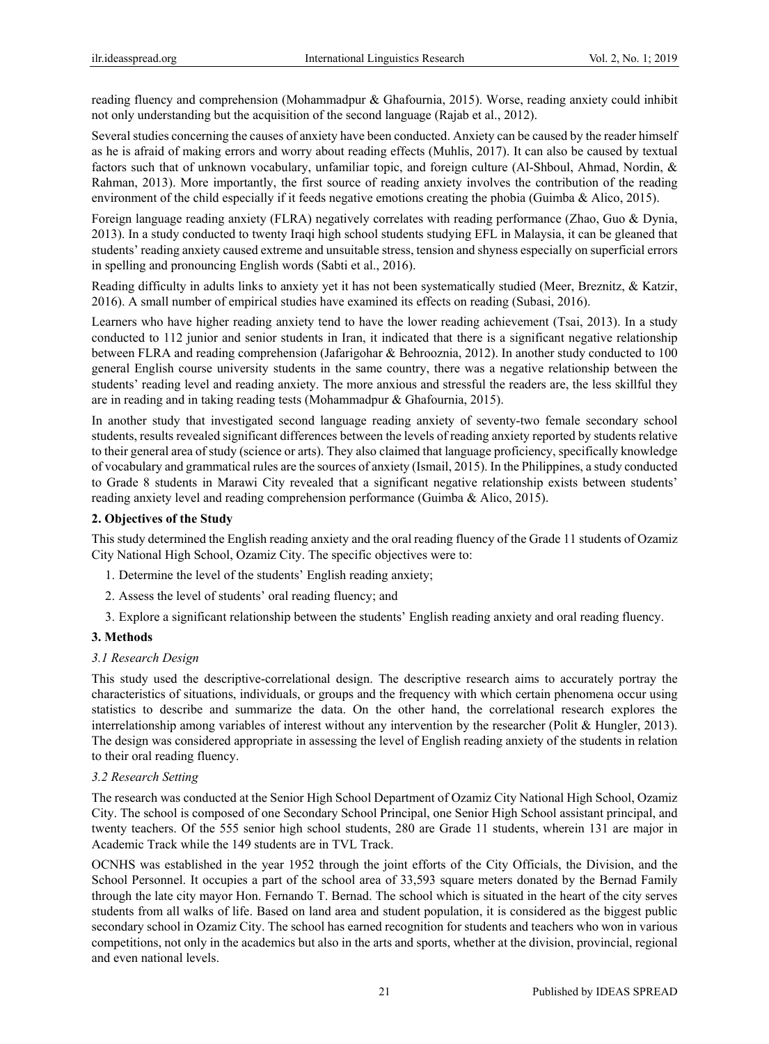reading fluency and comprehension (Mohammadpur & Ghafournia, 2015). Worse, reading anxiety could inhibit not only understanding but the acquisition of the second language (Rajab et al., 2012).

Several studies concerning the causes of anxiety have been conducted. Anxiety can be caused by the reader himself as he is afraid of making errors and worry about reading effects (Muhlis, 2017). It can also be caused by textual factors such that of unknown vocabulary, unfamiliar topic, and foreign culture (Al-Shboul, Ahmad, Nordin, & Rahman, 2013). More importantly, the first source of reading anxiety involves the contribution of the reading environment of the child especially if it feeds negative emotions creating the phobia (Guimba & Alico, 2015).

Foreign language reading anxiety (FLRA) negatively correlates with reading performance (Zhao, Guo & Dynia, 2013). In a study conducted to twenty Iraqi high school students studying EFL in Malaysia, it can be gleaned that students' reading anxiety caused extreme and unsuitable stress, tension and shyness especially on superficial errors in spelling and pronouncing English words (Sabti et al., 2016).

Reading difficulty in adults links to anxiety yet it has not been systematically studied (Meer, Breznitz, & Katzir, 2016). A small number of empirical studies have examined its effects on reading (Subasi, 2016).

Learners who have higher reading anxiety tend to have the lower reading achievement (Tsai, 2013). In a study conducted to 112 junior and senior students in Iran, it indicated that there is a significant negative relationship between FLRA and reading comprehension (Jafarigohar & Behrooznia, 2012). In another study conducted to 100 general English course university students in the same country, there was a negative relationship between the students' reading level and reading anxiety. The more anxious and stressful the readers are, the less skillful they are in reading and in taking reading tests (Mohammadpur & Ghafournia, 2015).

In another study that investigated second language reading anxiety of seventy-two female secondary school students, results revealed significant differences between the levels of reading anxiety reported by students relative to their general area of study (science or arts). They also claimed that language proficiency, specifically knowledge of vocabulary and grammatical rules are the sources of anxiety (Ismail, 2015). In the Philippines, a study conducted to Grade 8 students in Marawi City revealed that a significant negative relationship exists between students' reading anxiety level and reading comprehension performance (Guimba & Alico, 2015).

## 2. Objectives of the Study

This study determined the English reading anxiety and the oral reading fluency of the Grade 11 students of Ozamiz City National High School, Ozamiz City. The specific objectives were to:

1. Determine the level of the students' English reading anxiety;
2. Assess the level of students' oral reading fluency; and
3. Explore a significant relationship between the students' English reading anxiety and oral reading fluency.

## 3. Methods

### *3.1 Research Design*

This study used the descriptive-correlational design. The descriptive research aims to accurately portray the characteristics of situations, individuals, or groups and the frequency with which certain phenomena occur using statistics to describe and summarize the data. On the other hand, the correlational research explores the interrelationship among variables of interest without any intervention by the researcher (Polit & Hungler, 2013). The design was considered appropriate in assessing the level of English reading anxiety of the students in relation to their oral reading fluency.

### *3.2 Research Setting*

The research was conducted at the Senior High School Department of Ozamiz City National High School, Ozamiz City. The school is composed of one Secondary School Principal, one Senior High School assistant principal, and twenty teachers. Of the 555 senior high school students, 280 are Grade 11 students, wherein 131 are major in Academic Track while the 149 students are in TVL Track.

OCNHS was established in the year 1952 through the joint efforts of the City Officials, the Division, and the School Personnel. It occupies a part of the school area of 33,593 square meters donated by the Bernad Family through the late city mayor Hon. Fernando T. Bernad. The school which is situated in the heart of the city serves students from all walks of life. Based on land area and student population, it is considered as the biggest public secondary school in Ozamiz City. The school has earned recognition for students and teachers who won in various competitions, not only in the academics but also in the arts and sports, whether at the division, provincial, regional and even national levels.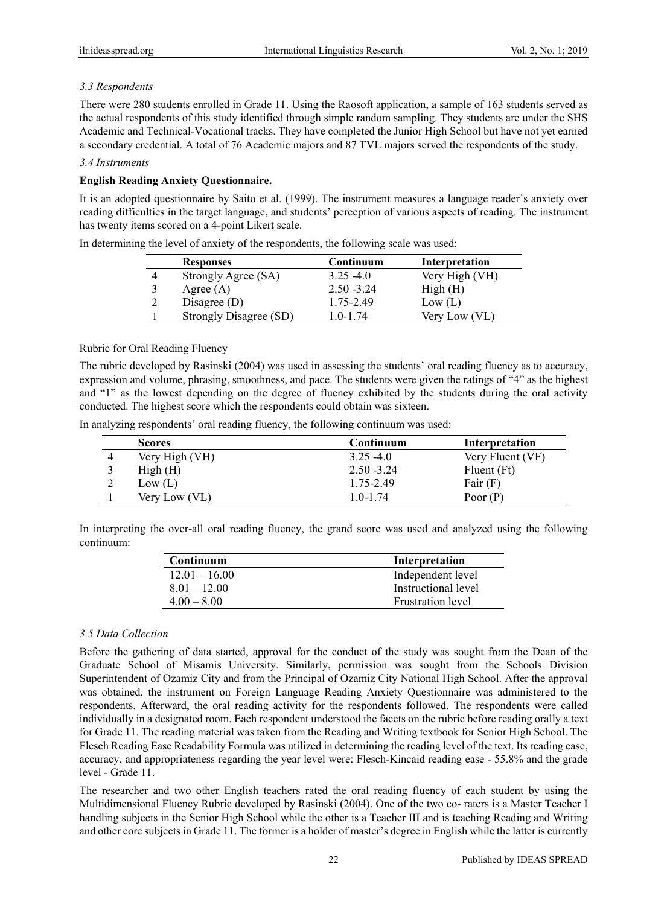### *3.3 Respondents*

There were 280 students enrolled in Grade 11. Using the Raosoft application, a sample of 163 students served as the actual respondents of this study identified through simple random sampling. They students are under the SHS Academic and Technical-Vocational tracks. They have completed the Junior High School but have not yet earned a secondary credential. A total of 76 Academic majors and 87 TVL majors served the respondents of the study.

### *3.4 Instruments*

**English Reading Anxiety Questionnaire.**

It is an adopted questionnaire by Saito et al. (1999). The instrument measures a language reader's anxiety over reading difficulties in the target language, and students' perception of various aspects of reading. The instrument has twenty items scored on a 4-point Likert scale.

In determining the level of anxiety of the respondents, the following scale was used:

| | Responses | Continuum | Interpretation |
|---|---|---|---|
| 4 | Strongly Agree (SA) | 3.25 -4.0 | Very High (VH) |
| 3 | Agree (A) | 2.50 -3.24 | High (H) |
| 2 | Disagree (D) | 1.75-2.49 | Low (L) |
| 1 | Strongly Disagree (SD) | 1.0-1.74 | Very Low (VL) |

Rubric for Oral Reading Fluency

The rubric developed by Rasinski (2004) was used in assessing the students' oral reading fluency as to accuracy, expression and volume, phrasing, smoothness, and pace. The students were given the ratings of "4" as the highest and "1" as the lowest depending on the degree of fluency exhibited by the students during the oral activity conducted. The highest score which the respondents could obtain was sixteen.

In analyzing respondents' oral reading fluency, the following continuum was used:

| | Scores | Continuum | Interpretation |
|---|---|---|---|
| 4 | Very High (VH) | 3.25 -4.0 | Very Fluent (VF) |
| 3 | High (H) | 2.50 -3.24 | Fluent (Ft) |
| 2 | Low (L) | 1.75-2.49 | Fair (F) |
| 1 | Very Low (VL) | 1.0-1.74 | Poor (P) |

In interpreting the over-all oral reading fluency, the grand score was used and analyzed using the following continuum:

| Continuum | Interpretation |
|---|---|
| 12.01 – 16.00 | Independent level |
| 8.01 – 12.00 | Instructional level |
| 4.00 – 8.00 | Frustration level |

### *3.5 Data Collection*

Before the gathering of data started, approval for the conduct of the study was sought from the Dean of the Graduate School of Misamis University. Similarly, permission was sought from the Schools Division Superintendent of Ozamiz City and from the Principal of Ozamiz City National High School. After the approval was obtained, the instrument on Foreign Language Reading Anxiety Questionnaire was administered to the respondents. Afterward, the oral reading activity for the respondents followed. The respondents were called individually in a designated room. Each respondent understood the facets on the rubric before reading orally a text for Grade 11. The reading material was taken from the Reading and Writing textbook for Senior High School. The Flesch Reading Ease Readability Formula was utilized in determining the reading level of the text. Its reading ease, accuracy, and appropriateness regarding the year level were: Flesch-Kincaid reading ease - 55.8% and the grade level - Grade 11.

The researcher and two other English teachers rated the oral reading fluency of each student by using the Multidimensional Fluency Rubric developed by Rasinski (2004). One of the two co- raters is a Master Teacher I handling subjects in the Senior High School while the other is a Teacher III and is teaching Reading and Writing and other core subjects in Grade 11. The former is a holder of master's degree in English while the latter is currently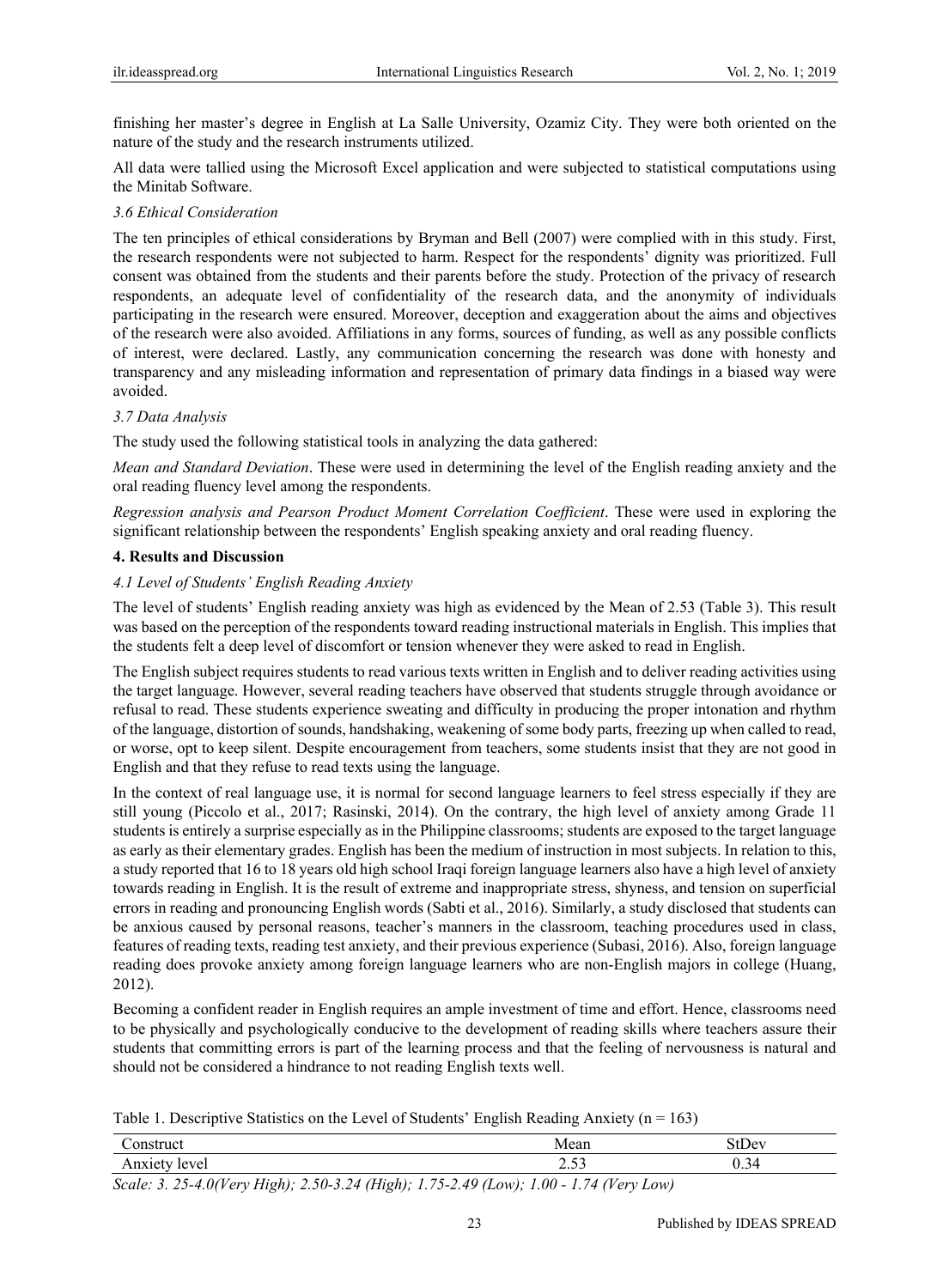finishing her master's degree in English at La Salle University, Ozamiz City. They were both oriented on the nature of the study and the research instruments utilized.

All data were tallied using the Microsoft Excel application and were subjected to statistical computations using the Minitab Software.

### *3.6 Ethical Consideration*

The ten principles of ethical considerations by Bryman and Bell (2007) were complied with in this study. First, the research respondents were not subjected to harm. Respect for the respondents' dignity was prioritized. Full consent was obtained from the students and their parents before the study. Protection of the privacy of research respondents, an adequate level of confidentiality of the research data, and the anonymity of individuals participating in the research were ensured. Moreover, deception and exaggeration about the aims and objectives of the research were also avoided. Affiliations in any forms, sources of funding, as well as any possible conflicts of interest, were declared. Lastly, any communication concerning the research was done with honesty and transparency and any misleading information and representation of primary data findings in a biased way were avoided.

### *3.7 Data Analysis*

The study used the following statistical tools in analyzing the data gathered:

*Mean and Standard Deviation*. These were used in determining the level of the English reading anxiety and the oral reading fluency level among the respondents.

*Regression analysis and Pearson Product Moment Correlation Coefficient*. These were used in exploring the significant relationship between the respondents' English speaking anxiety and oral reading fluency.

## **4. Results and Discussion**

### *4.1 Level of Students' English Reading Anxiety*

The level of students' English reading anxiety was high as evidenced by the Mean of 2.53 (Table 3). This result was based on the perception of the respondents toward reading instructional materials in English. This implies that the students felt a deep level of discomfort or tension whenever they were asked to read in English.

The English subject requires students to read various texts written in English and to deliver reading activities using the target language. However, several reading teachers have observed that students struggle through avoidance or refusal to read. These students experience sweating and difficulty in producing the proper intonation and rhythm of the language, distortion of sounds, handshaking, weakening of some body parts, freezing up when called to read, or worse, opt to keep silent. Despite encouragement from teachers, some students insist that they are not good in English and that they refuse to read texts using the language.

In the context of real language use, it is normal for second language learners to feel stress especially if they are still young (Piccolo et al., 2017; Rasinski, 2014). On the contrary, the high level of anxiety among Grade 11 students is entirely a surprise especially as in the Philippine classrooms; students are exposed to the target language as early as their elementary grades. English has been the medium of instruction in most subjects. In relation to this, a study reported that 16 to 18 years old high school Iraqi foreign language learners also have a high level of anxiety towards reading in English. It is the result of extreme and inappropriate stress, shyness, and tension on superficial errors in reading and pronouncing English words (Sabti et al., 2016). Similarly, a study disclosed that students can be anxious caused by personal reasons, teacher's manners in the classroom, teaching procedures used in class, features of reading texts, reading test anxiety, and their previous experience (Subasi, 2016). Also, foreign language reading does provoke anxiety among foreign language learners who are non-English majors in college (Huang, 2012).

Becoming a confident reader in English requires an ample investment of time and effort. Hence, classrooms need to be physically and psychologically conducive to the development of reading skills where teachers assure their students that committing errors is part of the learning process and that the feeling of nervousness is natural and should not be considered a hindrance to not reading English texts well.

Table 1. Descriptive Statistics on the Level of Students' English Reading Anxiety (n = 163)

| Construct | Mean | StDev |
|---|---|---|
| Anxiety level | 2.53 | 0.34 |

*Scale: 3. 25-4.0(Very High); 2.50-3.24 (High); 1.75-2.49 (Low); 1.00 - 1.74 (Very Low)*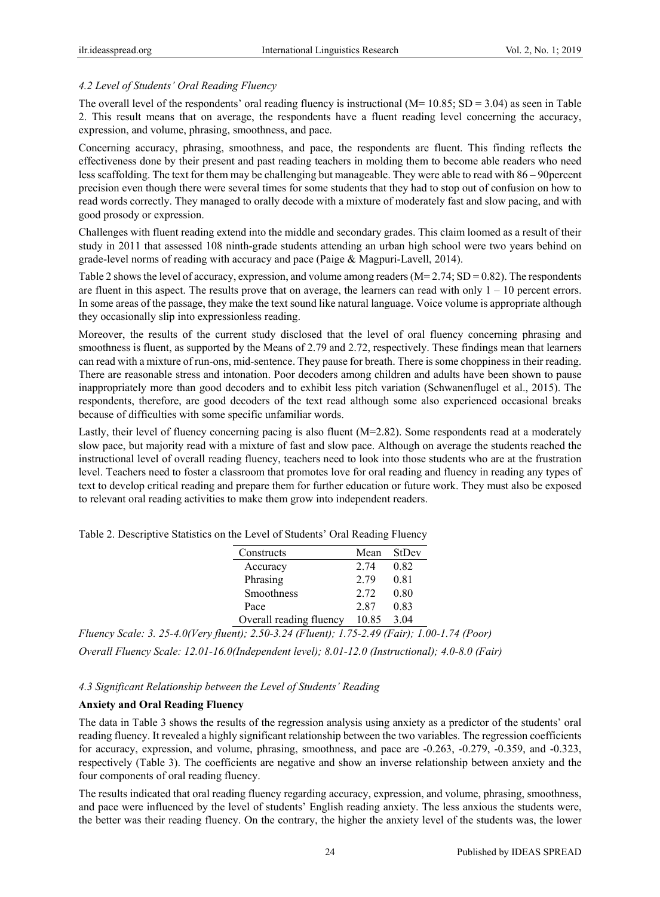### *4.2 Level of Students' Oral Reading Fluency*

The overall level of the respondents' oral reading fluency is instructional (M= 10.85; SD = 3.04) as seen in Table 2. This result means that on average, the respondents have a fluent reading level concerning the accuracy, expression, and volume, phrasing, smoothness, and pace.

Concerning accuracy, phrasing, smoothness, and pace, the respondents are fluent. This finding reflects the effectiveness done by their present and past reading teachers in molding them to become able readers who need less scaffolding. The text for them may be challenging but manageable. They were able to read with 86 – 90percent precision even though there were several times for some students that they had to stop out of confusion on how to read words correctly. They managed to orally decode with a mixture of moderately fast and slow pacing, and with good prosody or expression.

Challenges with fluent reading extend into the middle and secondary grades. This claim loomed as a result of their study in 2011 that assessed 108 ninth-grade students attending an urban high school were two years behind on grade-level norms of reading with accuracy and pace (Paige & Magpuri-Lavell, 2014).

Table 2 shows the level of accuracy, expression, and volume among readers (M= 2.74; SD = 0.82). The respondents are fluent in this aspect. The results prove that on average, the learners can read with only 1 – 10 percent errors. In some areas of the passage, they make the text sound like natural language. Voice volume is appropriate although they occasionally slip into expressionless reading.

Moreover, the results of the current study disclosed that the level of oral fluency concerning phrasing and smoothness is fluent, as supported by the Means of 2.79 and 2.72, respectively. These findings mean that learners can read with a mixture of run-ons, mid-sentence. They pause for breath. There is some choppiness in their reading. There are reasonable stress and intonation. Poor decoders among children and adults have been shown to pause inappropriately more than good decoders and to exhibit less pitch variation (Schwanenflugel et al., 2015). The respondents, therefore, are good decoders of the text read although some also experienced occasional breaks because of difficulties with some specific unfamiliar words.

Lastly, their level of fluency concerning pacing is also fluent (M=2.82). Some respondents read at a moderately slow pace, but majority read with a mixture of fast and slow pace. Although on average the students reached the instructional level of overall reading fluency, teachers need to look into those students who are at the frustration level. Teachers need to foster a classroom that promotes love for oral reading and fluency in reading any types of text to develop critical reading and prepare them for further education or future work. They must also be exposed to relevant oral reading activities to make them grow into independent readers.

Table 2. Descriptive Statistics on the Level of Students' Oral Reading Fluency

| Constructs | Mean | StDev |
|---|---|---|
| Accuracy | 2.74 | 0.82 |
| Phrasing | 2.79 | 0.81 |
| Smoothness | 2.72 | 0.80 |
| Pace | 2.87 | 0.83 |
| Overall reading fluency | 10.85 | 3.04 |

*Fluency Scale: 3. 25-4.0(Very fluent); 2.50-3.24 (Fluent); 1.75-2.49 (Fair); 1.00-1.74 (Poor)*

*Overall Fluency Scale: 12.01-16.0(Independent level); 8.01-12.0 (Instructional); 4.0-8.0 (Fair)*

### *4.3 Significant Relationship between the Level of Students' Reading*

**Anxiety and Oral Reading Fluency**

The data in Table 3 shows the results of the regression analysis using anxiety as a predictor of the students' oral reading fluency. It revealed a highly significant relationship between the two variables. The regression coefficients for accuracy, expression, and volume, phrasing, smoothness, and pace are -0.263, -0.279, -0.359, and -0.323, respectively (Table 3). The coefficients are negative and show an inverse relationship between anxiety and the four components of oral reading fluency.

The results indicated that oral reading fluency regarding accuracy, expression, and volume, phrasing, smoothness, and pace were influenced by the level of students' English reading anxiety. The less anxious the students were, the better was their reading fluency. On the contrary, the higher the anxiety level of the students was, the lower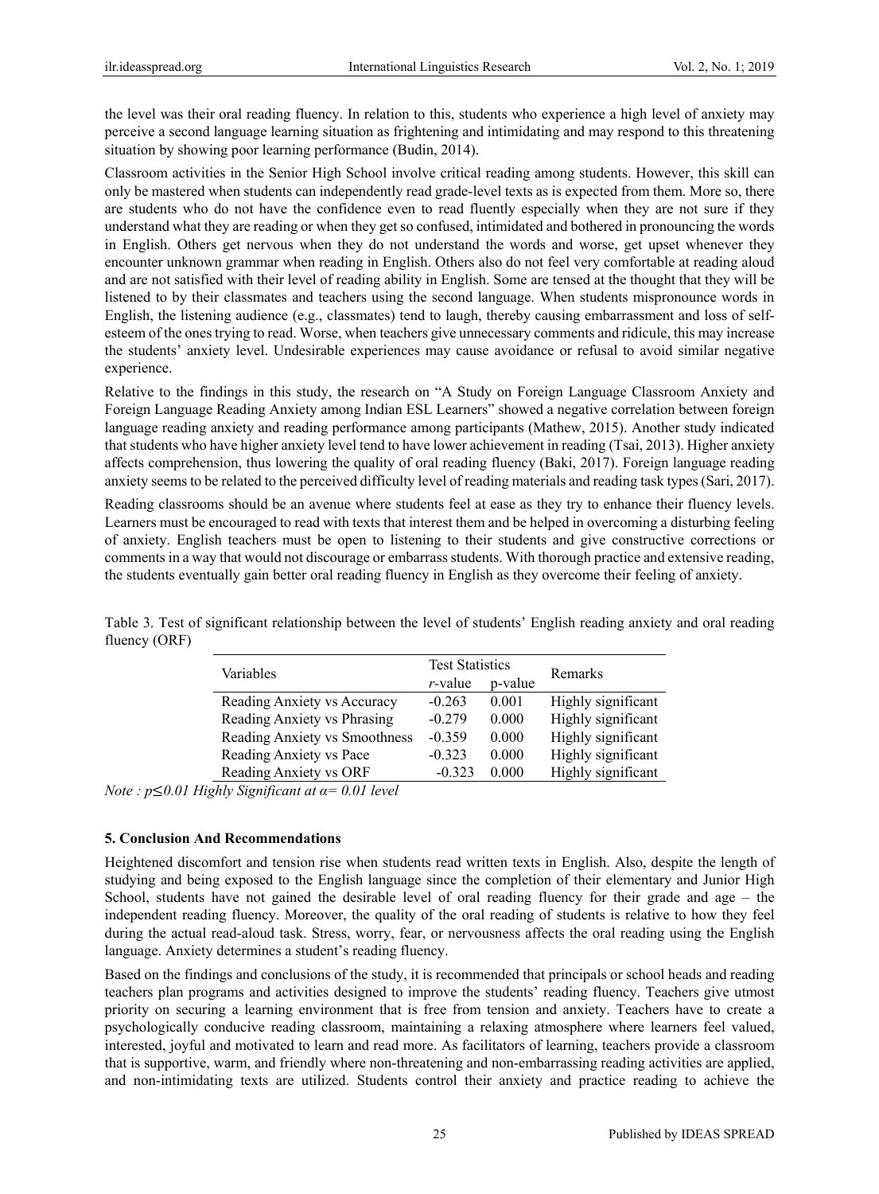the level was their oral reading fluency. In relation to this, students who experience a high level of anxiety may perceive a second language learning situation as frightening and intimidating and may respond to this threatening situation by showing poor learning performance (Budin, 2014).

Classroom activities in the Senior High School involve critical reading among students. However, this skill can only be mastered when students can independently read grade-level texts as is expected from them. More so, there are students who do not have the confidence even to read fluently especially when they are not sure if they understand what they are reading or when they get so confused, intimidated and bothered in pronouncing the words in English. Others get nervous when they do not understand the words and worse, get upset whenever they encounter unknown grammar when reading in English. Others also do not feel very comfortable at reading aloud and are not satisfied with their level of reading ability in English. Some are tensed at the thought that they will be listened to by their classmates and teachers using the second language. When students mispronounce words in English, the listening audience (e.g., classmates) tend to laugh, thereby causing embarrassment and loss of self-esteem of the ones trying to read. Worse, when teachers give unnecessary comments and ridicule, this may increase the students' anxiety level. Undesirable experiences may cause avoidance or refusal to avoid similar negative experience.

Relative to the findings in this study, the research on "A Study on Foreign Language Classroom Anxiety and Foreign Language Reading Anxiety among Indian ESL Learners" showed a negative correlation between foreign language reading anxiety and reading performance among participants (Mathew, 2015). Another study indicated that students who have higher anxiety level tend to have lower achievement in reading (Tsai, 2013). Higher anxiety affects comprehension, thus lowering the quality of oral reading fluency (Baki, 2017). Foreign language reading anxiety seems to be related to the perceived difficulty level of reading materials and reading task types (Sari, 2017).

Reading classrooms should be an avenue where students feel at ease as they try to enhance their fluency levels. Learners must be encouraged to read with texts that interest them and be helped in overcoming a disturbing feeling of anxiety. English teachers must be open to listening to their students and give constructive corrections or comments in a way that would not discourage or embarrass students. With thorough practice and extensive reading, the students eventually gain better oral reading fluency in English as they overcome their feeling of anxiety.

Table 3. Test of significant relationship between the level of students' English reading anxiety and oral reading fluency (ORF)

| Variables | Test Statistics | | Remarks |
|---|---|---|---|
| | *r*-value | p-value | |
| Reading Anxiety vs Accuracy | -0.263 | 0.001 | Highly significant |
| Reading Anxiety vs Phrasing | -0.279 | 0.000 | Highly significant |
| Reading Anxiety vs Smoothness | -0.359 | 0.000 | Highly significant |
| Reading Anxiety vs Pace | -0.323 | 0.000 | Highly significant |
| Reading Anxiety vs ORF | -0.323 | 0.000 | Highly significant |

*Note : $p \leq 0.01$ Highly Significant at $\alpha = 0.01$ level*

### 5. Conclusion And Recommendations

Heightened discomfort and tension rise when students read written texts in English. Also, despite the length of studying and being exposed to the English language since the completion of their elementary and Junior High School, students have not gained the desirable level of oral reading fluency for their grade and age – the independent reading fluency. Moreover, the quality of the oral reading of students is relative to how they feel during the actual read-aloud task. Stress, worry, fear, or nervousness affects the oral reading using the English language. Anxiety determines a student's reading fluency.

Based on the findings and conclusions of the study, it is recommended that principals or school heads and reading teachers plan programs and activities designed to improve the students' reading fluency. Teachers give utmost priority on securing a learning environment that is free from tension and anxiety. Teachers have to create a psychologically conducive reading classroom, maintaining a relaxing atmosphere where learners feel valued, interested, joyful and motivated to learn and read more. As facilitators of learning, teachers provide a classroom that is supportive, warm, and friendly where non-threatening and non-embarrassing reading activities are applied, and non-intimidating texts are utilized. Students control their anxiety and practice reading to achieve the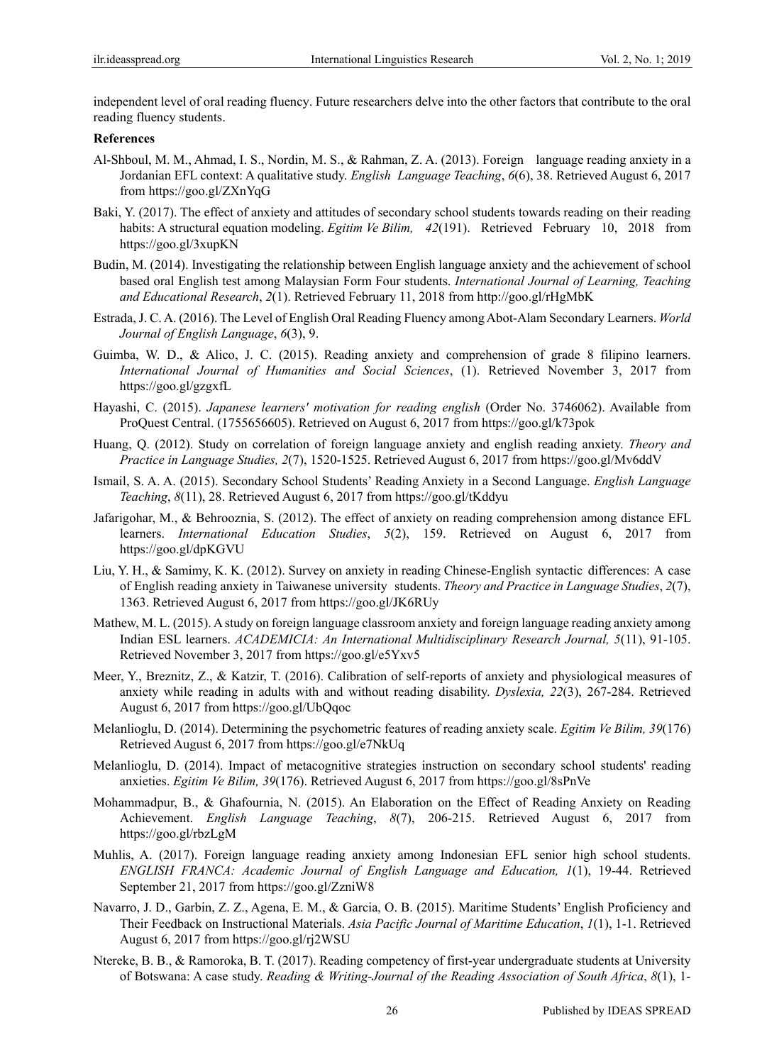independent level of oral reading fluency. Future researchers delve into the other factors that contribute to the oral reading fluency students.

**References**

Al-Shboul, M. M., Ahmad, I. S., Nordin, M. S., & Rahman, Z. A. (2013). Foreign language reading anxiety in a Jordanian EFL context: A qualitative study. *English Language Teaching*, *6*(6), 38. Retrieved August 6, 2017 from https://goo.gl/ZXnYqG

Baki, Y. (2017). The effect of anxiety and attitudes of secondary school students towards reading on their reading habits: A structural equation modeling. *Egitim Ve Bilim, 42*(191). Retrieved February 10, 2018 from https://goo.gl/3xupKN

Budin, M. (2014). Investigating the relationship between English language anxiety and the achievement of school based oral English test among Malaysian Form Four students. *International Journal of Learning, Teaching and Educational Research*, *2*(1). Retrieved February 11, 2018 from http://goo.gl/rHgMbK

Estrada, J. C. A. (2016). The Level of English Oral Reading Fluency among Abot-Alam Secondary Learners. *World Journal of English Language*, *6*(3), 9.

Guimba, W. D., & Alico, J. C. (2015). Reading anxiety and comprehension of grade 8 filipino learners. *International Journal of Humanities and Social Sciences*, (1). Retrieved November 3, 2017 from https://goo.gl/gzgxfL

Hayashi, C. (2015). *Japanese learners' motivation for reading english* (Order No. 3746062). Available from ProQuest Central. (1755656605). Retrieved on August 6, 2017 from https://goo.gl/k73pok

Huang, Q. (2012). Study on correlation of foreign language anxiety and english reading anxiety. *Theory and Practice in Language Studies, 2*(7), 1520-1525. Retrieved August 6, 2017 from https://goo.gl/Mv6ddV

Ismail, S. A. A. (2015). Secondary School Students' Reading Anxiety in a Second Language. *English Language Teaching*, *8*(11), 28. Retrieved August 6, 2017 from https://goo.gl/tKddyu

Jafarigohar, M., & Behrooznia, S. (2012). The effect of anxiety on reading comprehension among distance EFL learners. *International Education Studies*, *5*(2), 159. Retrieved on August 6, 2017 from https://goo.gl/dpKGVU

Liu, Y. H., & Samimy, K. K. (2012). Survey on anxiety in reading Chinese-English syntactic differences: A case of English reading anxiety in Taiwanese university students. *Theory and Practice in Language Studies*, *2*(7), 1363. Retrieved August 6, 2017 from https://goo.gl/JK6RUy

Mathew, M. L. (2015). A study on foreign language classroom anxiety and foreign language reading anxiety among Indian ESL learners. *ACADEMICIA: An International Multidisciplinary Research Journal, 5*(11), 91-105. Retrieved November 3, 2017 from https://goo.gl/e5Yxv5

Meer, Y., Breznitz, Z., & Katzir, T. (2016). Calibration of self-reports of anxiety and physiological measures of anxiety while reading in adults with and without reading disability. *Dyslexia, 22*(3), 267-284. Retrieved August 6, 2017 from https://goo.gl/UbQqoc

Melanlioglu, D. (2014). Determining the psychometric features of reading anxiety scale. *Egitim Ve Bilim, 39*(176) Retrieved August 6, 2017 from https://goo.gl/e7NkUq

Melanlioglu, D. (2014). Impact of metacognitive strategies instruction on secondary school students' reading anxieties. *Egitim Ve Bilim, 39*(176). Retrieved August 6, 2017 from https://goo.gl/8sPnVe

Mohammadpur, B., & Ghafournia, N. (2015). An Elaboration on the Effect of Reading Anxiety on Reading Achievement. *English Language Teaching*, *8*(7), 206-215. Retrieved August 6, 2017 from https://goo.gl/rbzLgM

Muhlis, A. (2017). Foreign language reading anxiety among Indonesian EFL senior high school students. *ENGLISH FRANCA: Academic Journal of English Language and Education, 1*(1), 19-44. Retrieved September 21, 2017 from https://goo.gl/ZzniW8

Navarro, J. D., Garbin, Z. Z., Agena, E. M., & Garcia, O. B. (2015). Maritime Students' English Proficiency and Their Feedback on Instructional Materials. *Asia Pacific Journal of Maritime Education*, *1*(1), 1-1. Retrieved August 6, 2017 from https://goo.gl/rj2WSU

Ntereke, B. B., & Ramoroka, B. T. (2017). Reading competency of first-year undergraduate students at University of Botswana: A case study. *Reading & Writing-Journal of the Reading Association of South Africa*, *8*(1), 1-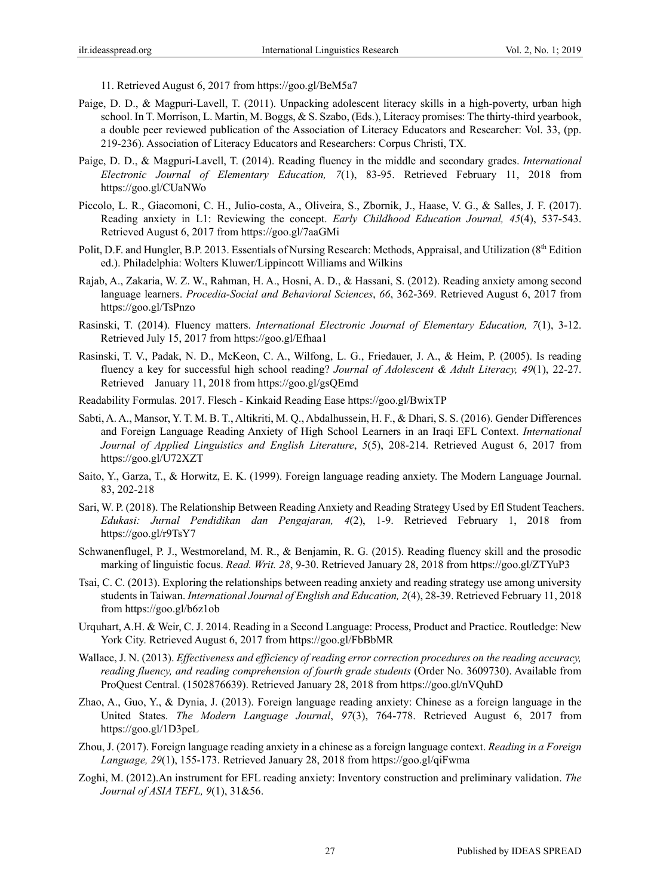11. Retrieved August 6, 2017 from https://goo.gl/BeM5a7

Paige, D. D., & Magpuri-Lavell, T. (2011). Unpacking adolescent literacy skills in a high-poverty, urban high school. In T. Morrison, L. Martin, M. Boggs, & S. Szabo, (Eds.), Literacy promises: The thirty-third yearbook, a double peer reviewed publication of the Association of Literacy Educators and Researcher: Vol. 33, (pp. 219-236). Association of Literacy Educators and Researchers: Corpus Christi, TX.

Paige, D. D., & Magpuri-Lavell, T. (2014). Reading fluency in the middle and secondary grades. *International Electronic Journal of Elementary Education, 7*(1), 83-95. Retrieved February 11, 2018 from https://goo.gl/CUaNWo

Piccolo, L. R., Giacomoni, C. H., Julio-costa, A., Oliveira, S., Zbornik, J., Haase, V. G., & Salles, J. F. (2017). Reading anxiety in L1: Reviewing the concept. *Early Childhood Education Journal, 45*(4), 537-543. Retrieved August 6, 2017 from https://goo.gl/7aaGMi

Polit, D.F. and Hungler, B.P. 2013. Essentials of Nursing Research: Methods, Appraisal, and Utilization (8th Edition ed.). Philadelphia: Wolters Kluwer/Lippincott Williams and Wilkins

Rajab, A., Zakaria, W. Z. W., Rahman, H. A., Hosni, A. D., & Hassani, S. (2012). Reading anxiety among second language learners. *Procedia-Social and Behavioral Sciences*, *66*, 362-369. Retrieved August 6, 2017 from https://goo.gl/TsPnzo

Rasinski, T. (2014). Fluency matters. *International Electronic Journal of Elementary Education, 7*(1), 3-12. Retrieved July 15, 2017 from https://goo.gl/Efhaa1

Rasinski, T. V., Padak, N. D., McKeon, C. A., Wilfong, L. G., Friedauer, J. A., & Heim, P. (2005). Is reading fluency a key for successful high school reading? *Journal of Adolescent & Adult Literacy, 49*(1), 22-27. Retrieved January 11, 2018 from https://goo.gl/gsQEmd

Readability Formulas. 2017. Flesch - Kinkaid Reading Ease https://goo.gl/BwixTP

Sabti, A. A., Mansor, Y. T. M. B. T., Altikriti, M. Q., Abdalhussein, H. F., & Dhari, S. S. (2016). Gender Differences and Foreign Language Reading Anxiety of High School Learners in an Iraqi EFL Context. *International Journal of Applied Linguistics and English Literature*, *5*(5), 208-214. Retrieved August 6, 2017 from https://goo.gl/U72XZT

Saito, Y., Garza, T., & Horwitz, E. K. (1999). Foreign language reading anxiety. The Modern Language Journal. 83, 202-218

Sari, W. P. (2018). The Relationship Between Reading Anxiety and Reading Strategy Used by Efl Student Teachers. *Edukasi: Jurnal Pendidikan dan Pengajaran, 4*(2), 1-9. Retrieved February 1, 2018 from https://goo.gl/r9TsY7

Schwanenflugel, P. J., Westmoreland, M. R., & Benjamin, R. G. (2015). Reading fluency skill and the prosodic marking of linguistic focus. *Read. Writ. 28*, 9-30. Retrieved January 28, 2018 from https://goo.gl/ZTYuP3

Tsai, C. C. (2013). Exploring the relationships between reading anxiety and reading strategy use among university students in Taiwan. *International Journal of English and Education, 2*(4), 28-39. Retrieved February 11, 2018 from https://goo.gl/b6z1ob

Urquhart, A.H. & Weir, C. J. 2014. Reading in a Second Language: Process, Product and Practice. Routledge: New York City. Retrieved August 6, 2017 from https://goo.gl/FbBbMR

Wallace, J. N. (2013). *Effectiveness and efficiency of reading error correction procedures on the reading accuracy, reading fluency, and reading comprehension of fourth grade students* (Order No. 3609730). Available from ProQuest Central. (1502876639). Retrieved January 28, 2018 from https://goo.gl/nVQuhD

Zhao, A., Guo, Y., & Dynia, J. (2013). Foreign language reading anxiety: Chinese as a foreign language in the United States. *The Modern Language Journal*, *97*(3), 764-778. Retrieved August 6, 2017 from https://goo.gl/1D3peL

Zhou, J. (2017). Foreign language reading anxiety in a chinese as a foreign language context. *Reading in a Foreign Language, 29*(1), 155-173. Retrieved January 28, 2018 from https://goo.gl/qiFwma

Zoghi, M. (2012).An instrument for EFL reading anxiety: Inventory construction and preliminary validation. *The Journal of ASIA TEFL, 9*(1), 31&56.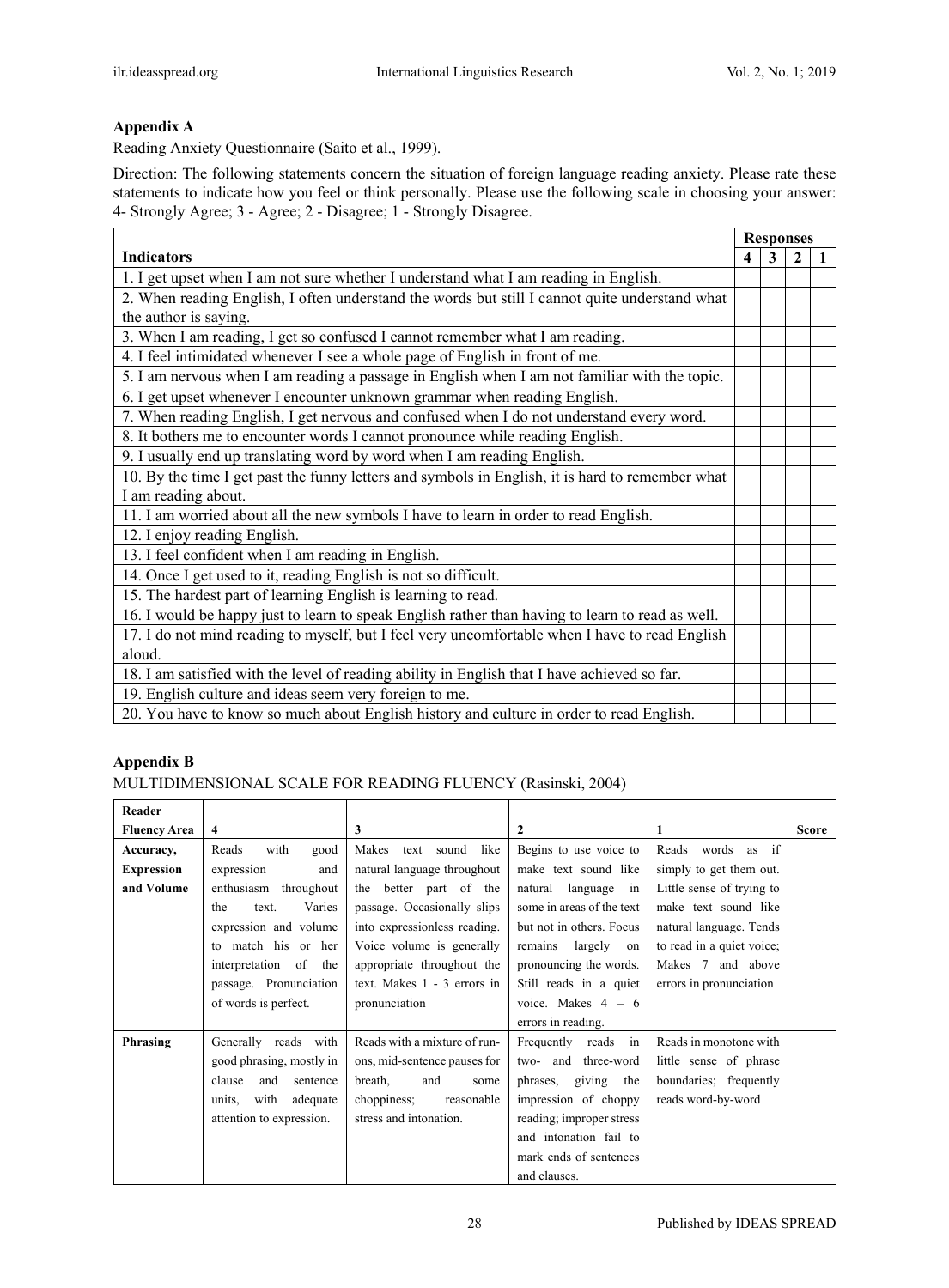### Appendix A

Reading Anxiety Questionnaire (Saito et al., 1999).

Direction: The following statements concern the situation of foreign language reading anxiety. Please rate these statements to indicate how you feel or think personally. Please use the following scale in choosing your answer: 4- Strongly Agree; 3 - Agree; 2 - Disagree; 1 - Strongly Disagree.

| **Indicators** | **Responses** | | | |
|---|---|---|---|---|
| | **4** | **3** | **2** | **1** |
| 1. I get upset when I am not sure whether I understand what I am reading in English. | | | | |
| 2. When reading English, I often understand the words but still I cannot quite understand what the author is saying. | | | | |
| 3. When I am reading, I get so confused I cannot remember what I am reading. | | | | |
| 4. I feel intimidated whenever I see a whole page of English in front of me. | | | | |
| 5. I am nervous when I am reading a passage in English when I am not familiar with the topic. | | | | |
| 6. I get upset whenever I encounter unknown grammar when reading English. | | | | |
| 7. When reading English, I get nervous and confused when I do not understand every word. | | | | |
| 8. It bothers me to encounter words I cannot pronounce while reading English. | | | | |
| 9. I usually end up translating word by word when I am reading English. | | | | |
| 10. By the time I get past the funny letters and symbols in English, it is hard to remember what I am reading about. | | | | |
| 11. I am worried about all the new symbols I have to learn in order to read English. | | | | |
| 12. I enjoy reading English. | | | | |
| 13. I feel confident when I am reading in English. | | | | |
| 14. Once I get used to it, reading English is not so difficult. | | | | |
| 15. The hardest part of learning English is learning to read. | | | | |
| 16. I would be happy just to learn to speak English rather than having to learn to read as well. | | | | |
| 17. I do not mind reading to myself, but I feel very uncomfortable when I have to read English aloud. | | | | |
| 18. I am satisfied with the level of reading ability in English that I have achieved so far. | | | | |
| 19. English culture and ideas seem very foreign to me. | | | | |
| 20. You have to know so much about English history and culture in order to read English. | | | | |

### Appendix B

MULTIDIMENSIONAL SCALE FOR READING FLUENCY (Rasinski, 2004)

| **Reader Fluency Area** | **4** | **3** | **2** | **1** | **Score** |
|---|---|---|---|---|---|
| **Accuracy, Expression and Volume** | Reads with good expression and enthusiasm throughout the text. Varies expression and volume to match his or her interpretation of the passage. Pronunciation of words is perfect. | Makes text sound like natural language throughout the better part of the passage. Occasionally slips into expressionless reading. Voice volume is generally appropriate throughout the text. Makes 1 - 3 errors in pronunciation | Begins to use voice to make text sound like natural language in some in areas of the text but not in others. Focus remains largely on pronouncing the words. Still reads in a quiet voice. Makes 4 – 6 errors in reading. | Reads words as if simply to get them out. Little sense of trying to make text sound like natural language. Tends to read in a quiet voice; Makes 7 and above errors in pronunciation | |
| **Phrasing** | Generally reads with good phrasing, mostly in clause and sentence units, with adequate attention to expression. | Reads with a mixture of run-ons, mid-sentence pauses for breath, and some choppiness; reasonable stress and intonation. | Frequently reads in two- and three-word phrases, giving the impression of choppy reading; improper stress and intonation fail to mark ends of sentences and clauses. | Reads in monotone with little sense of phrase boundaries; frequently reads word-by-word | |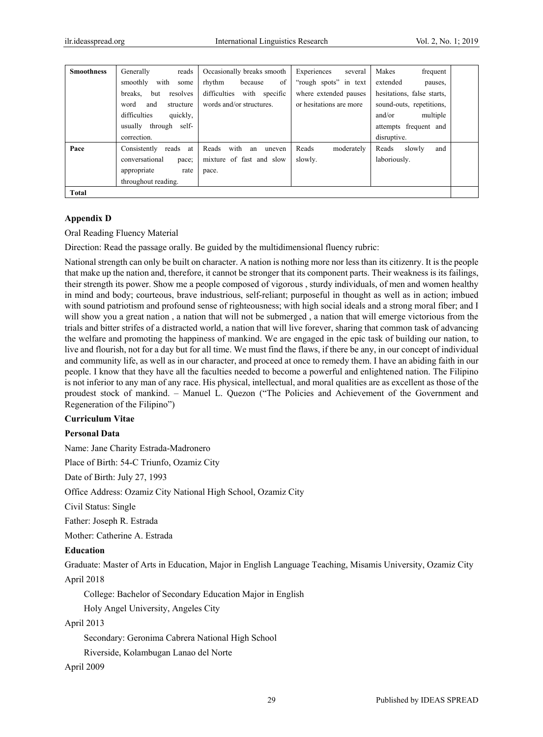| | | | | | |
|---|---|---|---|---|---|
| **Smoothness** | Generally reads smoothly with some breaks, but resolves word and structure difficulties quickly, usually through self-correction. | Occasionally breaks smooth rhythm because of difficulties with specific words and/or structures. | Experiences several "rough spots" in text where extended pauses or hesitations are more | Makes frequent extended pauses, hesitations, false starts, sound-outs, repetitions, and/or multiple attempts frequent and disruptive. | |
| **Pace** | Consistently reads at conversational pace; appropriate rate throughout reading. | Reads with an uneven mixture of fast and slow pace. | Reads moderately slowly. | Reads slowly and laboriously. | |
| **Total** | | | | | |

### Appendix D

Oral Reading Fluency Material

Direction: Read the passage orally. Be guided by the multidimensional fluency rubric:

National strength can only be built on character. A nation is nothing more nor less than its citizenry. It is the people that make up the nation and, therefore, it cannot be stronger that its component parts. Their weakness is its failings, their strength its power. Show me a people composed of vigorous , sturdy individuals, of men and women healthy in mind and body; courteous, brave industrious, self-reliant; purposeful in thought as well as in action; imbued with sound patriotism and profound sense of righteousness; with high social ideals and a strong moral fiber; and I will show you a great nation , a nation that will not be submerged , a nation that will emerge victorious from the trials and bitter strifes of a distracted world, a nation that will live forever, sharing that common task of advancing the welfare and promoting the happiness of mankind. We are engaged in the epic task of building our nation, to live and flourish, not for a day but for all time. We must find the flaws, if there be any, in our concept of individual and community life, as well as in our character, and proceed at once to remedy them. I have an abiding faith in our people. I know that they have all the faculties needed to become a powerful and enlightened nation. The Filipino is not inferior to any man of any race. His physical, intellectual, and moral qualities are as excellent as those of the proudest stock of mankind. – Manuel L. Quezon ("The Policies and Achievement of the Government and Regeneration of the Filipino")

### Curriculum Vitae

**Personal Data**

Name: Jane Charity Estrada-Madronero

Place of Birth: 54-C Triunfo, Ozamiz City

Date of Birth: July 27, 1993

Office Address: Ozamiz City National High School, Ozamiz City

Civil Status: Single

Father: Joseph R. Estrada

Mother: Catherine A. Estrada

**Education**

Graduate: Master of Arts in Education, Major in English Language Teaching, Misamis University, Ozamiz City

April 2018

College: Bachelor of Secondary Education Major in English

Holy Angel University, Angeles City

April 2013

Secondary: Geronima Cabrera National High School

Riverside, Kolambugan Lanao del Norte

April 2009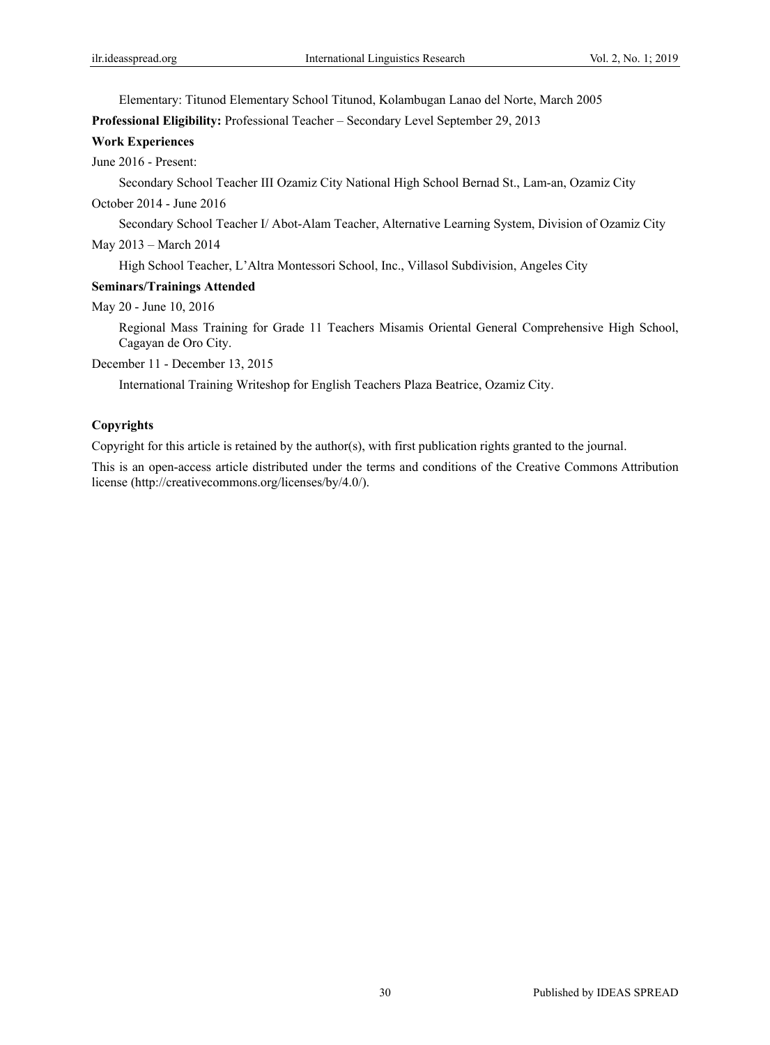Elementary: Titunod Elementary School Titunod, Kolambugan Lanao del Norte, March 2005

**Professional Eligibility:** Professional Teacher – Secondary Level September 29, 2013

**Work Experiences**

June 2016 - Present:

Secondary School Teacher III Ozamiz City National High School Bernad St., Lam-an, Ozamiz City

October 2014 - June 2016

Secondary School Teacher I/ Abot-Alam Teacher, Alternative Learning System, Division of Ozamiz City

May 2013 – March 2014

High School Teacher, L'Altra Montessori School, Inc., Villasol Subdivision, Angeles City

**Seminars/Trainings Attended**

May 20 - June 10, 2016

Regional Mass Training for Grade 11 Teachers Misamis Oriental General Comprehensive High School, Cagayan de Oro City.

December 11 - December 13, 2015

International Training Writeshop for English Teachers Plaza Beatrice, Ozamiz City.

## Copyrights

Copyright for this article is retained by the author(s), with first publication rights granted to the journal.

This is an open-access article distributed under the terms and conditions of the Creative Commons Attribution license (http://creativecommons.org/licenses/by/4.0/).